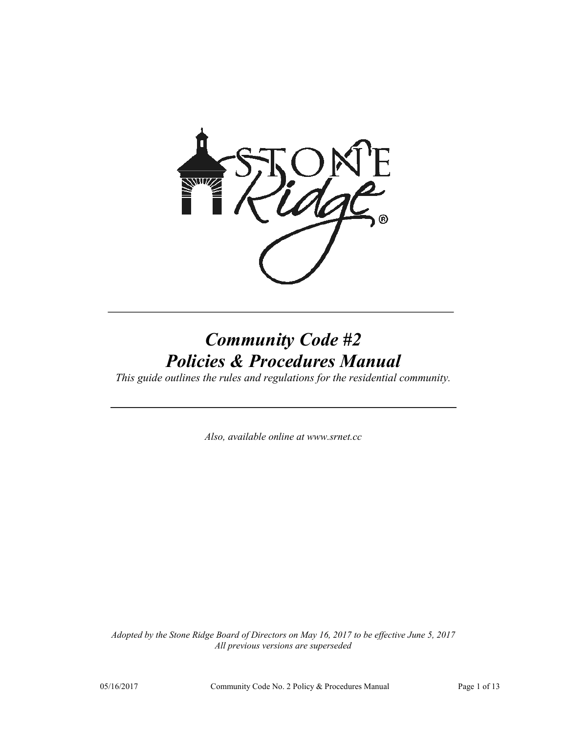# Community Code #2
# Policies & Procedures Manual

*This guide outlines the rules and regulations for the residential community.*

*Also, available online at www.srnet.cc*

*Adopted by the Stone Ridge Board of Directors on May 16, 2017 to be effective June 5, 2017*
*All previous versions are superseded*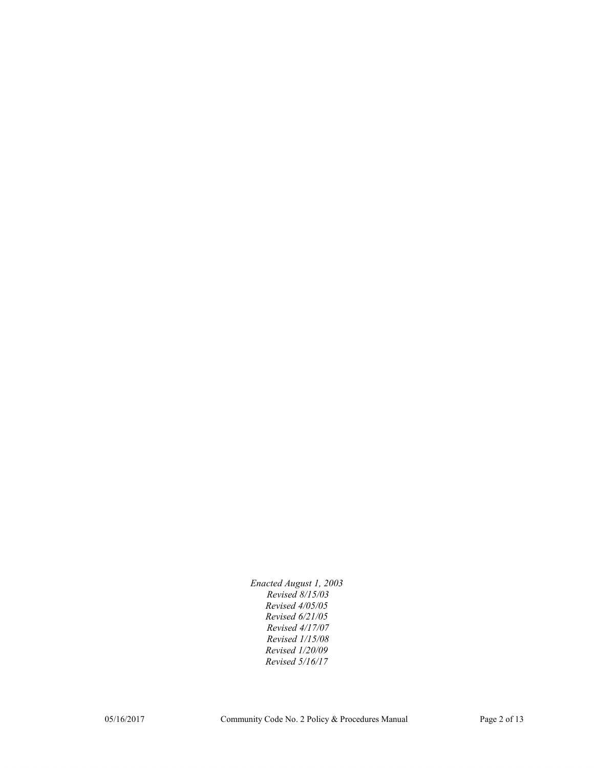*Enacted August 1, 2003*
*Revised 8/15/03*
*Revised 4/05/05*
*Revised 6/21/05*
*Revised 4/17/07*
*Revised 1/15/08*
*Revised 1/20/09*
*Revised 5/16/17*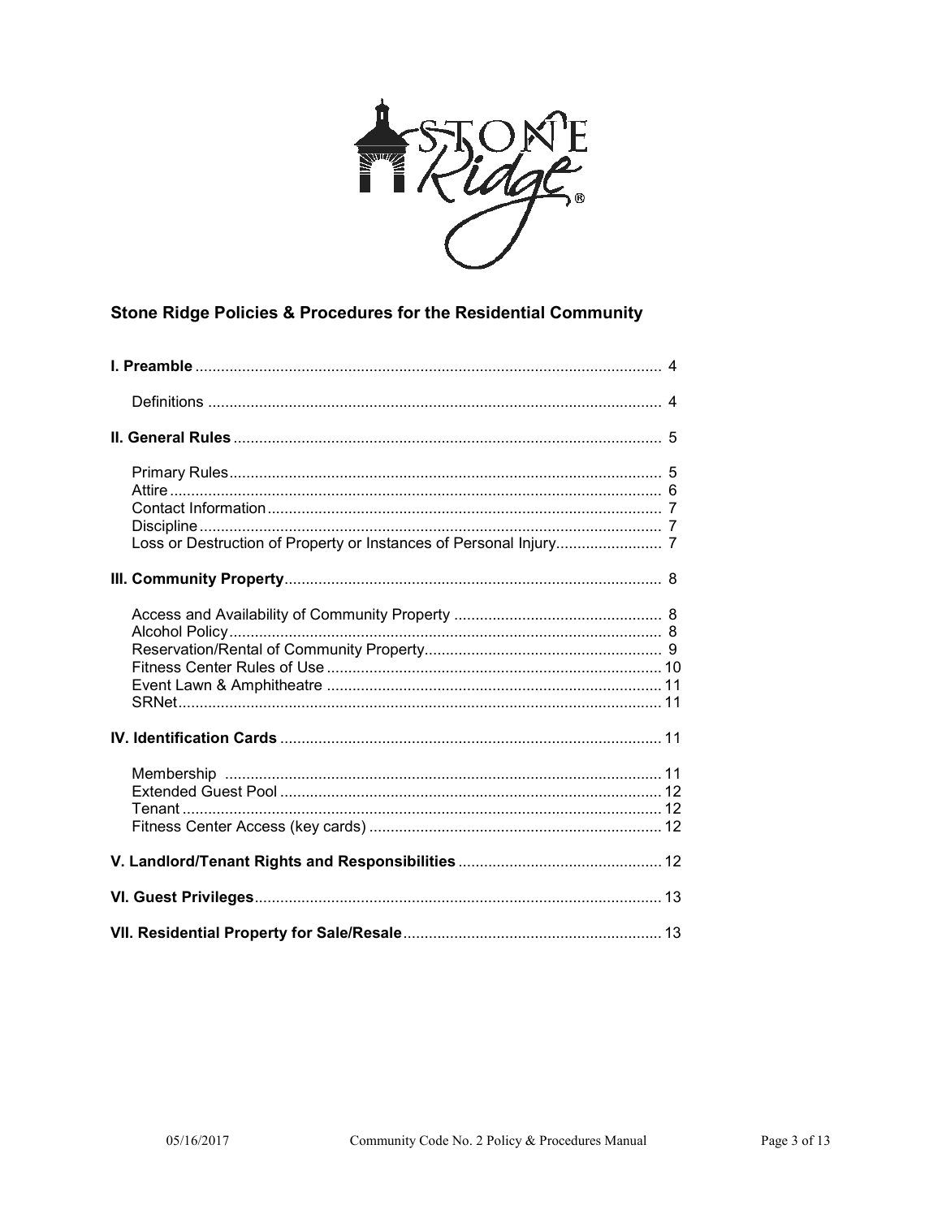## Stone Ridge Policies & Procedures for the Residential Community

| | |
|---|---|
| **I. Preamble** | 4 |
| Definitions | 4 |
| **II. General Rules** | 5 |
| Primary Rules | 5 |
| Attire | 6 |
| Contact Information | 7 |
| Discipline | 7 |
| Loss or Destruction of Property or Instances of Personal Injury | 7 |
| **III. Community Property** | 8 |
| Access and Availability of Community Property | 8 |
| Alcohol Policy | 8 |
| Reservation/Rental of Community Property | 9 |
| Fitness Center Rules of Use | 10 |
| Event Lawn & Amphitheatre | 11 |
| SRNet | 11 |
| **IV. Identification Cards** | 11 |
| Membership | 11 |
| Extended Guest Pool | 12 |
| Tenant | 12 |
| Fitness Center Access (key cards) | 12 |
| **V. Landlord/Tenant Rights and Responsibilities** | 12 |
| **VI. Guest Privileges** | 13 |
| **VII. Residential Property for Sale/Resale** | 13 |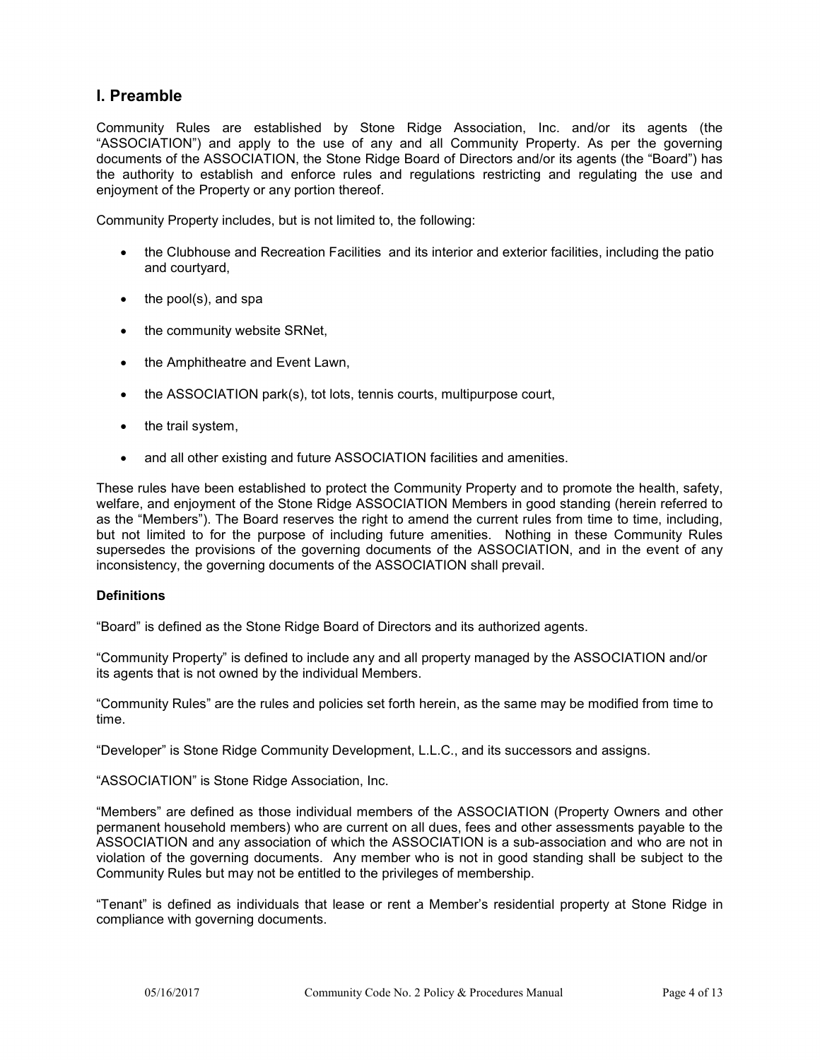## I. Preamble

Community Rules are established by Stone Ridge Association, Inc. and/or its agents (the "ASSOCIATION") and apply to the use of any and all Community Property. As per the governing documents of the ASSOCIATION, the Stone Ridge Board of Directors and/or its agents (the "Board") has the authority to establish and enforce rules and regulations restricting and regulating the use and enjoyment of the Property or any portion thereof.

Community Property includes, but is not limited to, the following:

- the Clubhouse and Recreation Facilities and its interior and exterior facilities, including the patio and courtyard,
- the pool(s), and spa
- the community website SRNet,
- the Amphitheatre and Event Lawn,
- the ASSOCIATION park(s), tot lots, tennis courts, multipurpose court,
- the trail system,
- and all other existing and future ASSOCIATION facilities and amenities.

These rules have been established to protect the Community Property and to promote the health, safety, welfare, and enjoyment of the Stone Ridge ASSOCIATION Members in good standing (herein referred to as the "Members"). The Board reserves the right to amend the current rules from time to time, including, but not limited to for the purpose of including future amenities. Nothing in these Community Rules supersedes the provisions of the governing documents of the ASSOCIATION, and in the event of any inconsistency, the governing documents of the ASSOCIATION shall prevail.

**Definitions**

"Board" is defined as the Stone Ridge Board of Directors and its authorized agents.

"Community Property" is defined to include any and all property managed by the ASSOCIATION and/or its agents that is not owned by the individual Members.

"Community Rules" are the rules and policies set forth herein, as the same may be modified from time to time.

"Developer" is Stone Ridge Community Development, L.L.C., and its successors and assigns.

"ASSOCIATION" is Stone Ridge Association, Inc.

"Members" are defined as those individual members of the ASSOCIATION (Property Owners and other permanent household members) who are current on all dues, fees and other assessments payable to the ASSOCIATION and any association of which the ASSOCIATION is a sub-association and who are not in violation of the governing documents. Any member who is not in good standing shall be subject to the Community Rules but may not be entitled to the privileges of membership.

"Tenant" is defined as individuals that lease or rent a Member's residential property at Stone Ridge in compliance with governing documents.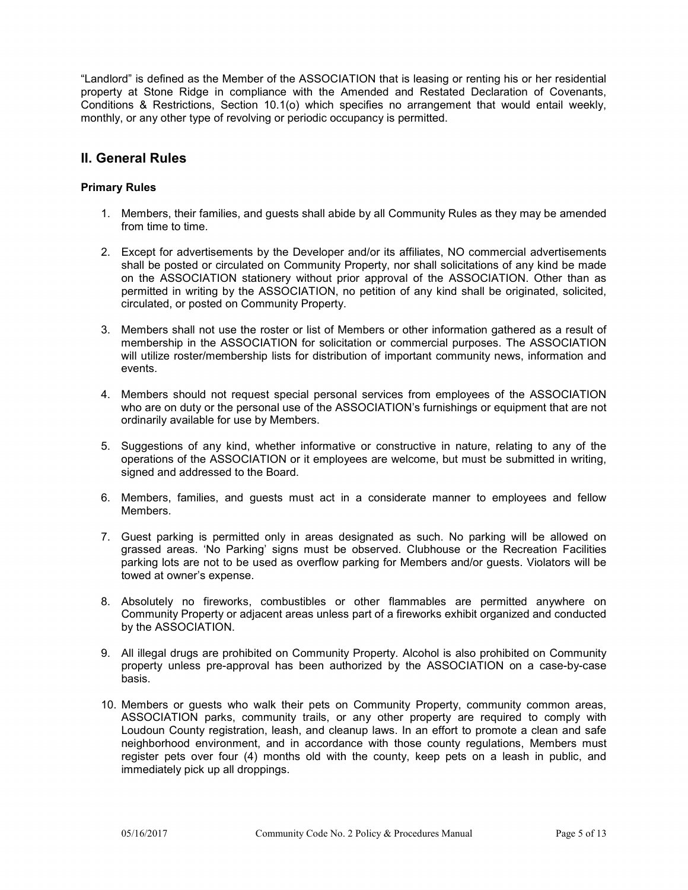"Landlord" is defined as the Member of the ASSOCIATION that is leasing or renting his or her residential property at Stone Ridge in compliance with the Amended and Restated Declaration of Covenants, Conditions & Restrictions, Section 10.1(o) which specifies no arrangement that would entail weekly, monthly, or any other type of revolving or periodic occupancy is permitted.

## II. General Rules

### Primary Rules

1. Members, their families, and guests shall abide by all Community Rules as they may be amended from time to time.

2. Except for advertisements by the Developer and/or its affiliates, NO commercial advertisements shall be posted or circulated on Community Property, nor shall solicitations of any kind be made on the ASSOCIATION stationery without prior approval of the ASSOCIATION. Other than as permitted in writing by the ASSOCIATION, no petition of any kind shall be originated, solicited, circulated, or posted on Community Property.

3. Members shall not use the roster or list of Members or other information gathered as a result of membership in the ASSOCIATION for solicitation or commercial purposes. The ASSOCIATION will utilize roster/membership lists for distribution of important community news, information and events.

4. Members should not request special personal services from employees of the ASSOCIATION who are on duty or the personal use of the ASSOCIATION's furnishings or equipment that are not ordinarily available for use by Members.

5. Suggestions of any kind, whether informative or constructive in nature, relating to any of the operations of the ASSOCIATION or it employees are welcome, but must be submitted in writing, signed and addressed to the Board.

6. Members, families, and guests must act in a considerate manner to employees and fellow Members.

7. Guest parking is permitted only in areas designated as such. No parking will be allowed on grassed areas. 'No Parking' signs must be observed. Clubhouse or the Recreation Facilities parking lots are not to be used as overflow parking for Members and/or guests. Violators will be towed at owner's expense.

8. Absolutely no fireworks, combustibles or other flammables are permitted anywhere on Community Property or adjacent areas unless part of a fireworks exhibit organized and conducted by the ASSOCIATION.

9. All illegal drugs are prohibited on Community Property. Alcohol is also prohibited on Community property unless pre-approval has been authorized by the ASSOCIATION on a case-by-case basis.

10. Members or guests who walk their pets on Community Property, community common areas, ASSOCIATION parks, community trails, or any other property are required to comply with Loudoun County registration, leash, and cleanup laws. In an effort to promote a clean and safe neighborhood environment, and in accordance with those county regulations, Members must register pets over four (4) months old with the county, keep pets on a leash in public, and immediately pick up all droppings.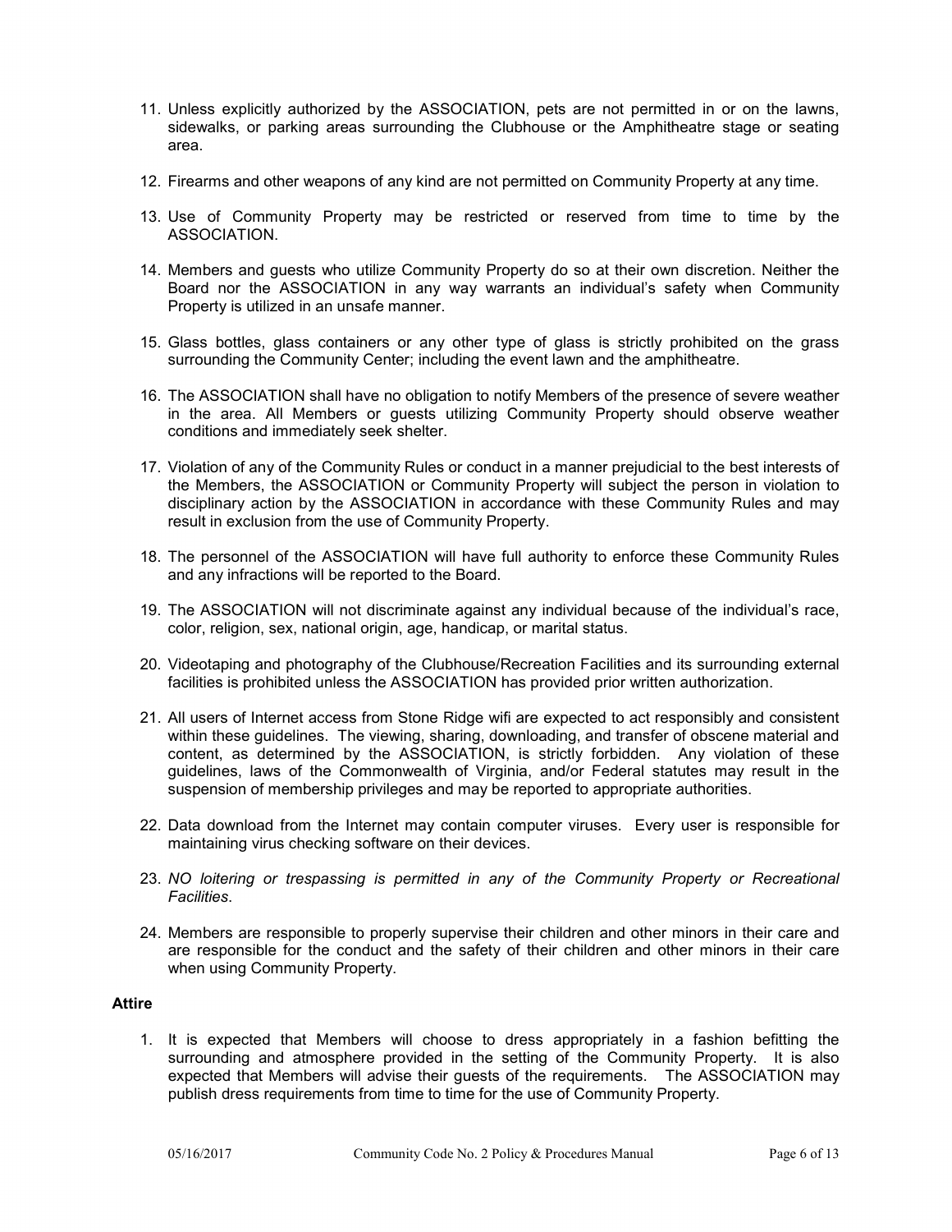11. Unless explicitly authorized by the ASSOCIATION, pets are not permitted in or on the lawns, sidewalks, or parking areas surrounding the Clubhouse or the Amphitheatre stage or seating area.

12. Firearms and other weapons of any kind are not permitted on Community Property at any time.

13. Use of Community Property may be restricted or reserved from time to time by the ASSOCIATION.

14. Members and guests who utilize Community Property do so at their own discretion. Neither the Board nor the ASSOCIATION in any way warrants an individual's safety when Community Property is utilized in an unsafe manner.

15. Glass bottles, glass containers or any other type of glass is strictly prohibited on the grass surrounding the Community Center; including the event lawn and the amphitheatre.

16. The ASSOCIATION shall have no obligation to notify Members of the presence of severe weather in the area. All Members or guests utilizing Community Property should observe weather conditions and immediately seek shelter.

17. Violation of any of the Community Rules or conduct in a manner prejudicial to the best interests of the Members, the ASSOCIATION or Community Property will subject the person in violation to disciplinary action by the ASSOCIATION in accordance with these Community Rules and may result in exclusion from the use of Community Property.

18. The personnel of the ASSOCIATION will have full authority to enforce these Community Rules and any infractions will be reported to the Board.

19. The ASSOCIATION will not discriminate against any individual because of the individual's race, color, religion, sex, national origin, age, handicap, or marital status.

20. Videotaping and photography of the Clubhouse/Recreation Facilities and its surrounding external facilities is prohibited unless the ASSOCIATION has provided prior written authorization.

21. All users of Internet access from Stone Ridge wifi are expected to act responsibly and consistent within these guidelines. The viewing, sharing, downloading, and transfer of obscene material and content, as determined by the ASSOCIATION, is strictly forbidden. Any violation of these guidelines, laws of the Commonwealth of Virginia, and/or Federal statutes may result in the suspension of membership privileges and may be reported to appropriate authorities.

22. Data download from the Internet may contain computer viruses. Every user is responsible for maintaining virus checking software on their devices.

23. *NO loitering or trespassing is permitted in any of the Community Property or Recreational Facilities*.

24. Members are responsible to properly supervise their children and other minors in their care and are responsible for the conduct and the safety of their children and other minors in their care when using Community Property.

**Attire**

1. It is expected that Members will choose to dress appropriately in a fashion befitting the surrounding and atmosphere provided in the setting of the Community Property. It is also expected that Members will advise their guests of the requirements. The ASSOCIATION may publish dress requirements from time to time for the use of Community Property.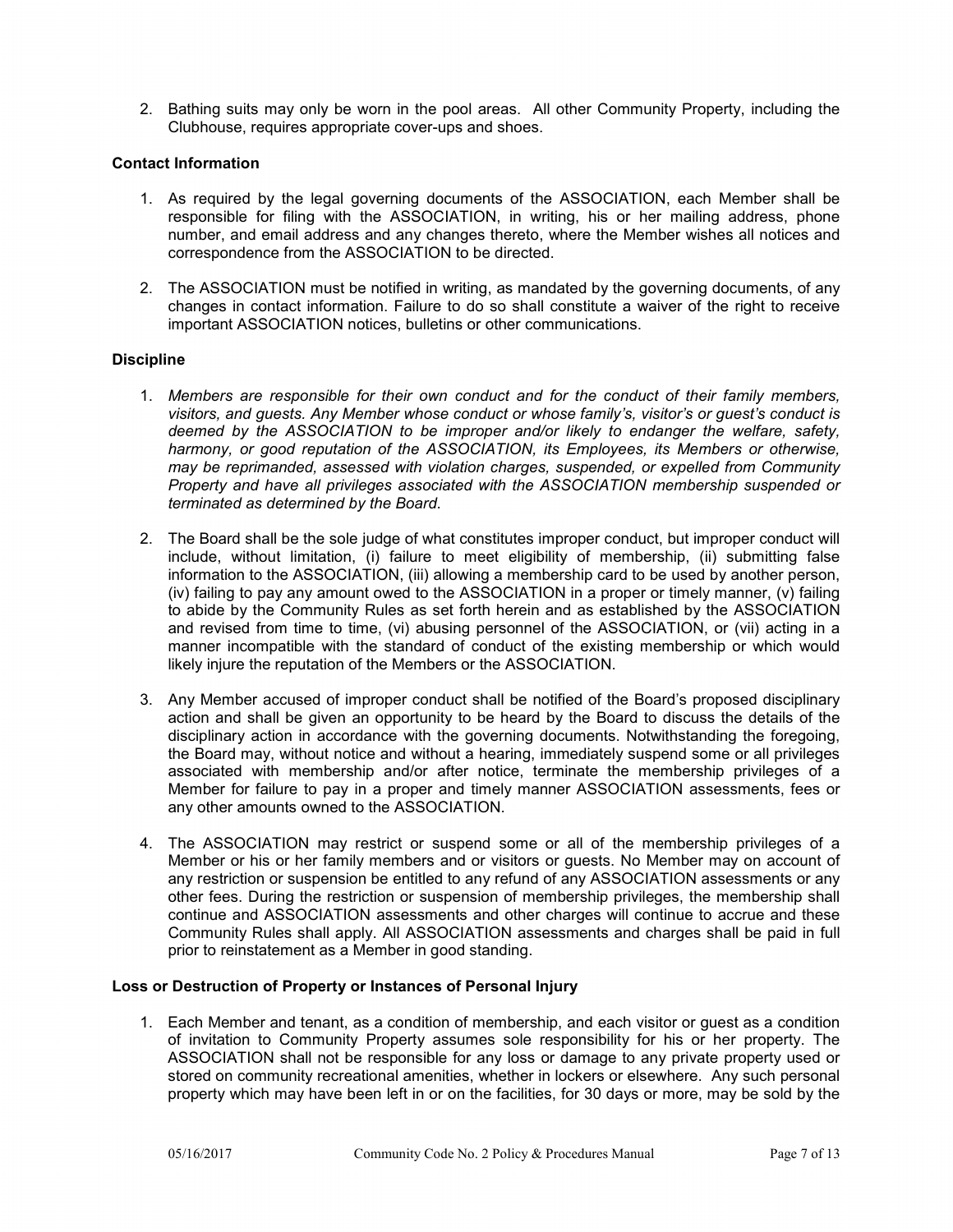2. Bathing suits may only be worn in the pool areas. All other Community Property, including the Clubhouse, requires appropriate cover-ups and shoes.

### Contact Information

1. As required by the legal governing documents of the ASSOCIATION, each Member shall be responsible for filing with the ASSOCIATION, in writing, his or her mailing address, phone number, and email address and any changes thereto, where the Member wishes all notices and correspondence from the ASSOCIATION to be directed.

2. The ASSOCIATION must be notified in writing, as mandated by the governing documents, of any changes in contact information. Failure to do so shall constitute a waiver of the right to receive important ASSOCIATION notices, bulletins or other communications.

### Discipline

1. *Members are responsible for their own conduct and for the conduct of their family members, visitors, and guests. Any Member whose conduct or whose family's, visitor's or guest's conduct is deemed by the ASSOCIATION to be improper and/or likely to endanger the welfare, safety, harmony, or good reputation of the ASSOCIATION, its Employees, its Members or otherwise, may be reprimanded, assessed with violation charges, suspended, or expelled from Community Property and have all privileges associated with the ASSOCIATION membership suspended or terminated as determined by the Board.*

2. The Board shall be the sole judge of what constitutes improper conduct, but improper conduct will include, without limitation, (i) failure to meet eligibility of membership, (ii) submitting false information to the ASSOCIATION, (iii) allowing a membership card to be used by another person, (iv) failing to pay any amount owed to the ASSOCIATION in a proper or timely manner, (v) failing to abide by the Community Rules as set forth herein and as established by the ASSOCIATION and revised from time to time, (vi) abusing personnel of the ASSOCIATION, or (vii) acting in a manner incompatible with the standard of conduct of the existing membership or which would likely injure the reputation of the Members or the ASSOCIATION.

3. Any Member accused of improper conduct shall be notified of the Board's proposed disciplinary action and shall be given an opportunity to be heard by the Board to discuss the details of the disciplinary action in accordance with the governing documents. Notwithstanding the foregoing, the Board may, without notice and without a hearing, immediately suspend some or all privileges associated with membership and/or after notice, terminate the membership privileges of a Member for failure to pay in a proper and timely manner ASSOCIATION assessments, fees or any other amounts owned to the ASSOCIATION.

4. The ASSOCIATION may restrict or suspend some or all of the membership privileges of a Member or his or her family members and or visitors or guests. No Member may on account of any restriction or suspension be entitled to any refund of any ASSOCIATION assessments or any other fees. During the restriction or suspension of membership privileges, the membership shall continue and ASSOCIATION assessments and other charges will continue to accrue and these Community Rules shall apply. All ASSOCIATION assessments and charges shall be paid in full prior to reinstatement as a Member in good standing.

### Loss or Destruction of Property or Instances of Personal Injury

1. Each Member and tenant, as a condition of membership, and each visitor or guest as a condition of invitation to Community Property assumes sole responsibility for his or her property. The ASSOCIATION shall not be responsible for any loss or damage to any private property used or stored on community recreational amenities, whether in lockers or elsewhere. Any such personal property which may have been left in or on the facilities, for 30 days or more, may be sold by the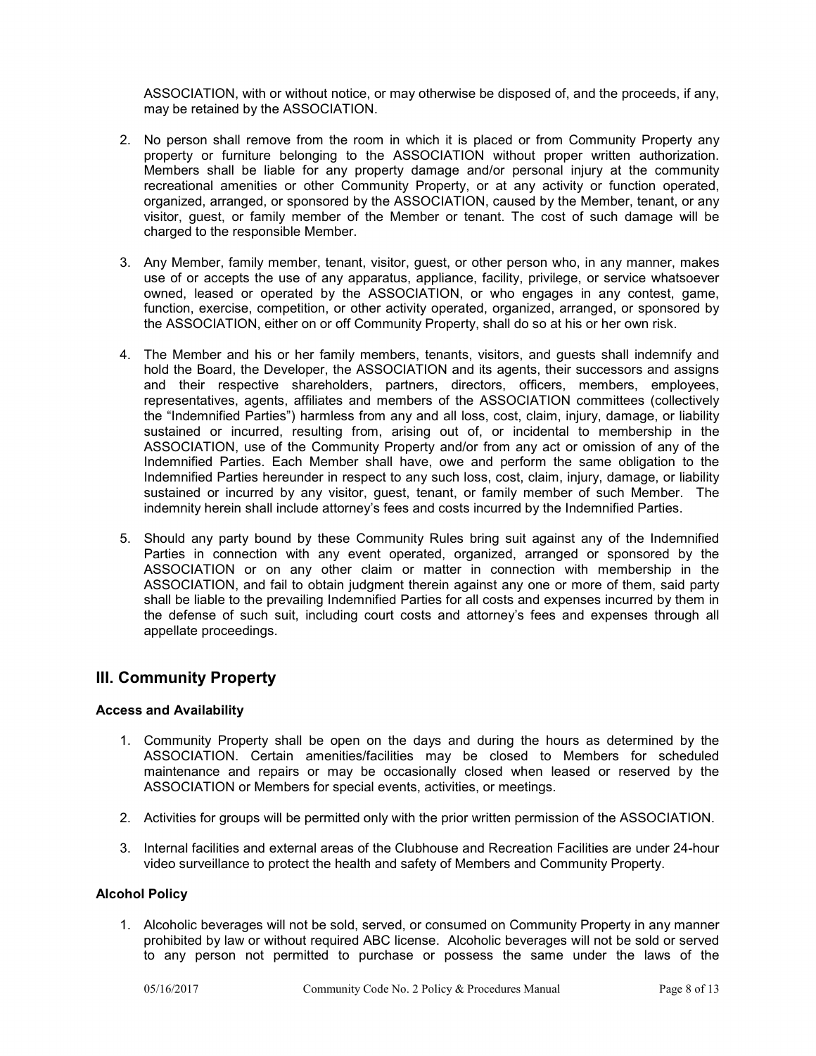ASSOCIATION, with or without notice, or may otherwise be disposed of, and the proceeds, if any, may be retained by the ASSOCIATION.

2. No person shall remove from the room in which it is placed or from Community Property any property or furniture belonging to the ASSOCIATION without proper written authorization. Members shall be liable for any property damage and/or personal injury at the community recreational amenities or other Community Property, or at any activity or function operated, organized, arranged, or sponsored by the ASSOCIATION, caused by the Member, tenant, or any visitor, guest, or family member of the Member or tenant. The cost of such damage will be charged to the responsible Member.

3. Any Member, family member, tenant, visitor, guest, or other person who, in any manner, makes use of or accepts the use of any apparatus, appliance, facility, privilege, or service whatsoever owned, leased or operated by the ASSOCIATION, or who engages in any contest, game, function, exercise, competition, or other activity operated, organized, arranged, or sponsored by the ASSOCIATION, either on or off Community Property, shall do so at his or her own risk.

4. The Member and his or her family members, tenants, visitors, and guests shall indemnify and hold the Board, the Developer, the ASSOCIATION and its agents, their successors and assigns and their respective shareholders, partners, directors, officers, members, employees, representatives, agents, affiliates and members of the ASSOCIATION committees (collectively the "Indemnified Parties") harmless from any and all loss, cost, claim, injury, damage, or liability sustained or incurred, resulting from, arising out of, or incidental to membership in the ASSOCIATION, use of the Community Property and/or from any act or omission of any of the Indemnified Parties. Each Member shall have, owe and perform the same obligation to the Indemnified Parties hereunder in respect to any such loss, cost, claim, injury, damage, or liability sustained or incurred by any visitor, guest, tenant, or family member of such Member. The indemnity herein shall include attorney's fees and costs incurred by the Indemnified Parties.

5. Should any party bound by these Community Rules bring suit against any of the Indemnified Parties in connection with any event operated, organized, arranged or sponsored by the ASSOCIATION or on any other claim or matter in connection with membership in the ASSOCIATION, and fail to obtain judgment therein against any one or more of them, said party shall be liable to the prevailing Indemnified Parties for all costs and expenses incurred by them in the defense of such suit, including court costs and attorney's fees and expenses through all appellate proceedings.

## III. Community Property

### Access and Availability

1. Community Property shall be open on the days and during the hours as determined by the ASSOCIATION. Certain amenities/facilities may be closed to Members for scheduled maintenance and repairs or may be occasionally closed when leased or reserved by the ASSOCIATION or Members for special events, activities, or meetings.

2. Activities for groups will be permitted only with the prior written permission of the ASSOCIATION.

3. Internal facilities and external areas of the Clubhouse and Recreation Facilities are under 24-hour video surveillance to protect the health and safety of Members and Community Property.

### Alcohol Policy

1. Alcoholic beverages will not be sold, served, or consumed on Community Property in any manner prohibited by law or without required ABC license. Alcoholic beverages will not be sold or served to any person not permitted to purchase or possess the same under the laws of the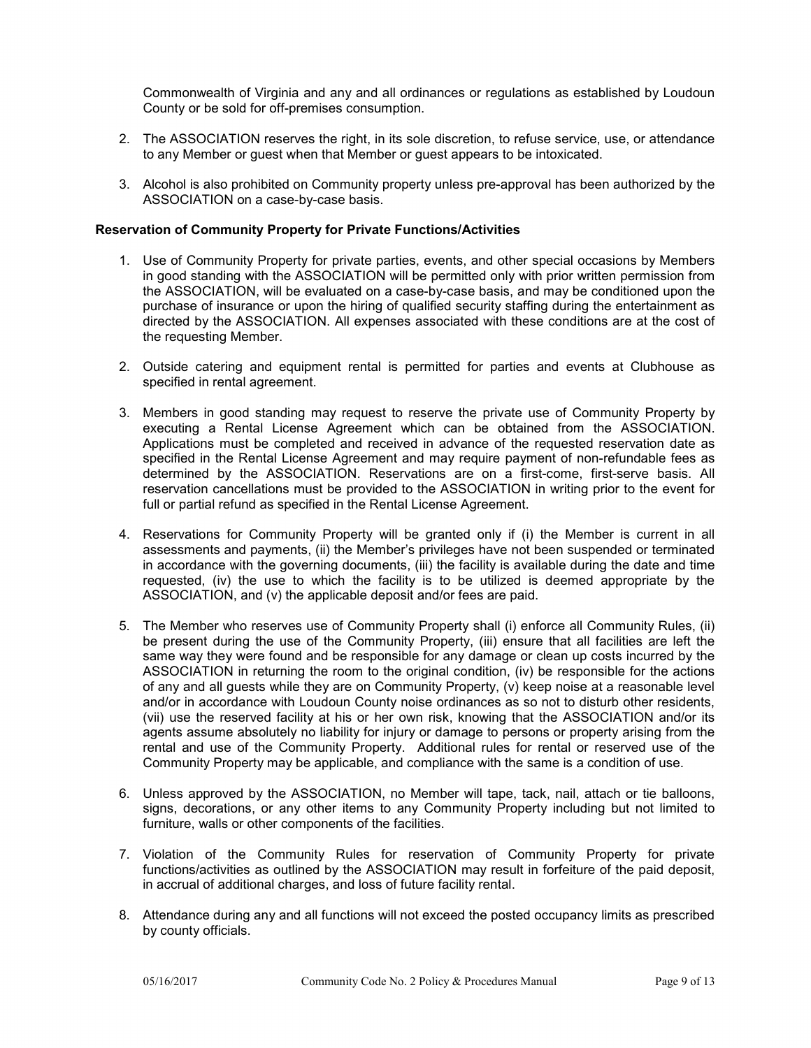Commonwealth of Virginia and any and all ordinances or regulations as established by Loudoun County or be sold for off-premises consumption.

2. The ASSOCIATION reserves the right, in its sole discretion, to refuse service, use, or attendance to any Member or guest when that Member or guest appears to be intoxicated.

3. Alcohol is also prohibited on Community property unless pre-approval has been authorized by the ASSOCIATION on a case-by-case basis.

**Reservation of Community Property for Private Functions/Activities**

1. Use of Community Property for private parties, events, and other special occasions by Members in good standing with the ASSOCIATION will be permitted only with prior written permission from the ASSOCIATION, will be evaluated on a case-by-case basis, and may be conditioned upon the purchase of insurance or upon the hiring of qualified security staffing during the entertainment as directed by the ASSOCIATION. All expenses associated with these conditions are at the cost of the requesting Member.

2. Outside catering and equipment rental is permitted for parties and events at Clubhouse as specified in rental agreement.

3. Members in good standing may request to reserve the private use of Community Property by executing a Rental License Agreement which can be obtained from the ASSOCIATION. Applications must be completed and received in advance of the requested reservation date as specified in the Rental License Agreement and may require payment of non-refundable fees as determined by the ASSOCIATION. Reservations are on a first-come, first-serve basis. All reservation cancellations must be provided to the ASSOCIATION in writing prior to the event for full or partial refund as specified in the Rental License Agreement.

4. Reservations for Community Property will be granted only if (i) the Member is current in all assessments and payments, (ii) the Member's privileges have not been suspended or terminated in accordance with the governing documents, (iii) the facility is available during the date and time requested, (iv) the use to which the facility is to be utilized is deemed appropriate by the ASSOCIATION, and (v) the applicable deposit and/or fees are paid.

5. The Member who reserves use of Community Property shall (i) enforce all Community Rules, (ii) be present during the use of the Community Property, (iii) ensure that all facilities are left the same way they were found and be responsible for any damage or clean up costs incurred by the ASSOCIATION in returning the room to the original condition, (iv) be responsible for the actions of any and all guests while they are on Community Property, (v) keep noise at a reasonable level and/or in accordance with Loudoun County noise ordinances as so not to disturb other residents, (vii) use the reserved facility at his or her own risk, knowing that the ASSOCIATION and/or its agents assume absolutely no liability for injury or damage to persons or property arising from the rental and use of the Community Property. Additional rules for rental or reserved use of the Community Property may be applicable, and compliance with the same is a condition of use.

6. Unless approved by the ASSOCIATION, no Member will tape, tack, nail, attach or tie balloons, signs, decorations, or any other items to any Community Property including but not limited to furniture, walls or other components of the facilities.

7. Violation of the Community Rules for reservation of Community Property for private functions/activities as outlined by the ASSOCIATION may result in forfeiture of the paid deposit, in accrual of additional charges, and loss of future facility rental.

8. Attendance during any and all functions will not exceed the posted occupancy limits as prescribed by county officials.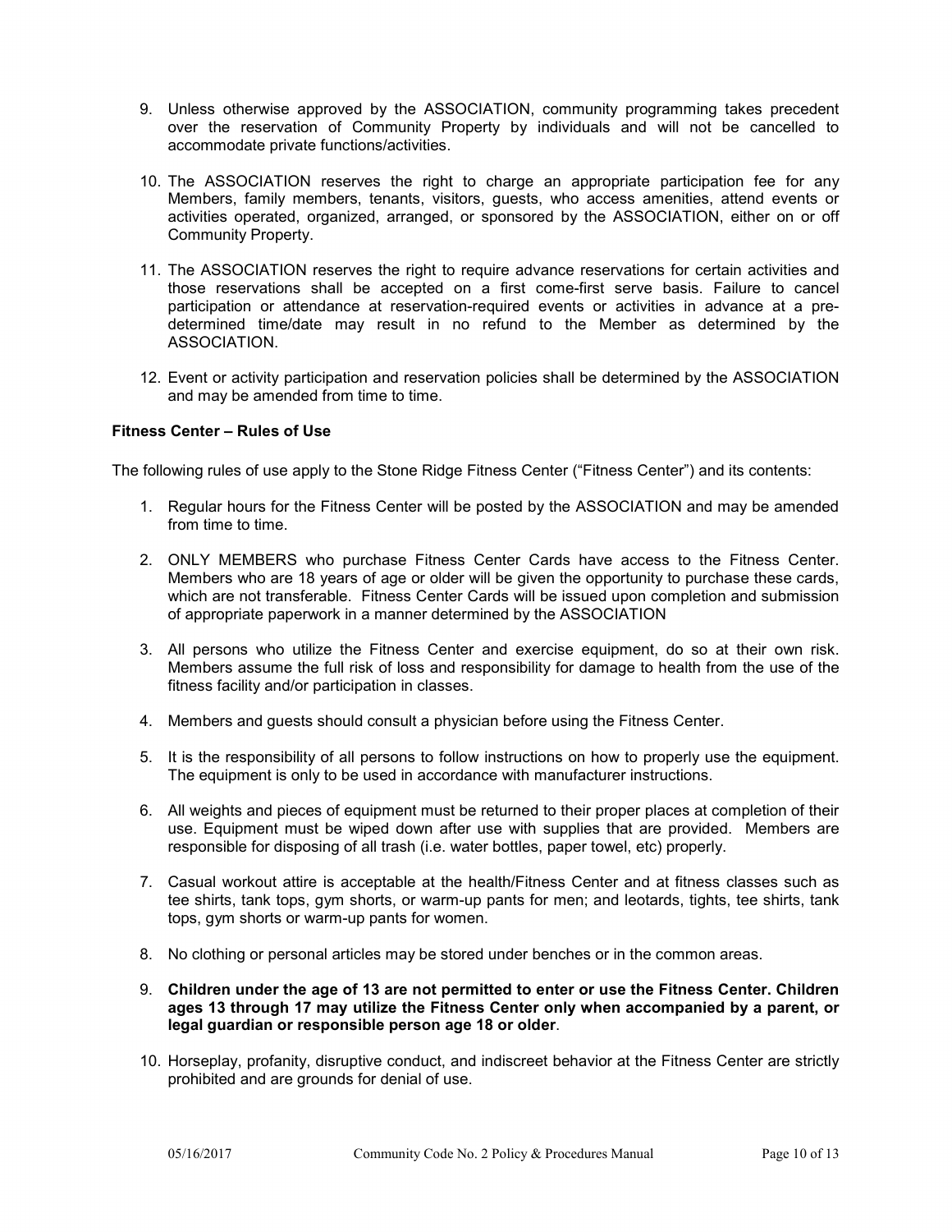9. Unless otherwise approved by the ASSOCIATION, community programming takes precedent over the reservation of Community Property by individuals and will not be cancelled to accommodate private functions/activities.

10. The ASSOCIATION reserves the right to charge an appropriate participation fee for any Members, family members, tenants, visitors, guests, who access amenities, attend events or activities operated, organized, arranged, or sponsored by the ASSOCIATION, either on or off Community Property.

11. The ASSOCIATION reserves the right to require advance reservations for certain activities and those reservations shall be accepted on a first come-first serve basis. Failure to cancel participation or attendance at reservation-required events or activities in advance at a pre-determined time/date may result in no refund to the Member as determined by the ASSOCIATION.

12. Event or activity participation and reservation policies shall be determined by the ASSOCIATION and may be amended from time to time.

**Fitness Center – Rules of Use**

The following rules of use apply to the Stone Ridge Fitness Center ("Fitness Center") and its contents:

1. Regular hours for the Fitness Center will be posted by the ASSOCIATION and may be amended from time to time.

2. ONLY MEMBERS who purchase Fitness Center Cards have access to the Fitness Center. Members who are 18 years of age or older will be given the opportunity to purchase these cards, which are not transferable. Fitness Center Cards will be issued upon completion and submission of appropriate paperwork in a manner determined by the ASSOCIATION

3. All persons who utilize the Fitness Center and exercise equipment, do so at their own risk. Members assume the full risk of loss and responsibility for damage to health from the use of the fitness facility and/or participation in classes.

4. Members and guests should consult a physician before using the Fitness Center.

5. It is the responsibility of all persons to follow instructions on how to properly use the equipment. The equipment is only to be used in accordance with manufacturer instructions.

6. All weights and pieces of equipment must be returned to their proper places at completion of their use. Equipment must be wiped down after use with supplies that are provided. Members are responsible for disposing of all trash (i.e. water bottles, paper towel, etc) properly.

7. Casual workout attire is acceptable at the health/Fitness Center and at fitness classes such as tee shirts, tank tops, gym shorts, or warm-up pants for men; and leotards, tights, tee shirts, tank tops, gym shorts or warm-up pants for women.

8. No clothing or personal articles may be stored under benches or in the common areas.

9. **Children under the age of 13 are not permitted to enter or use the Fitness Center. Children ages 13 through 17 may utilize the Fitness Center only when accompanied by a parent, or legal guardian or responsible person age 18 or older**.

10. Horseplay, profanity, disruptive conduct, and indiscreet behavior at the Fitness Center are strictly prohibited and are grounds for denial of use.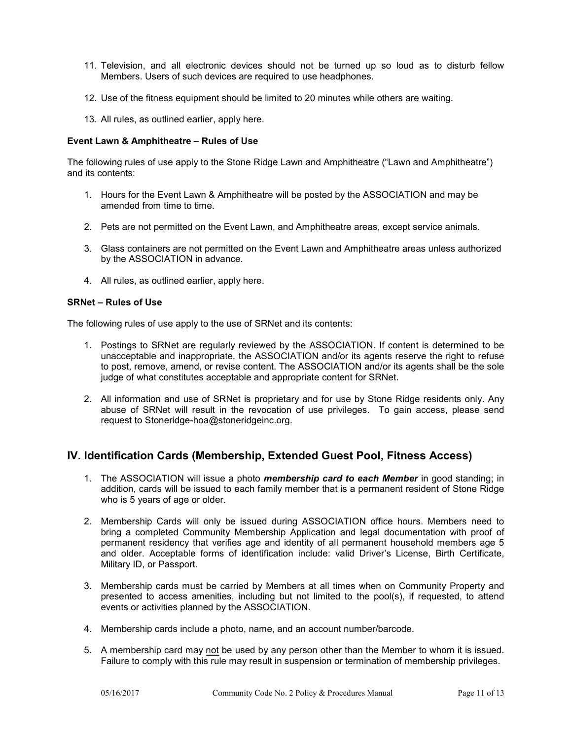11. Television, and all electronic devices should not be turned up so loud as to disturb fellow Members. Users of such devices are required to use headphones.

12. Use of the fitness equipment should be limited to 20 minutes while others are waiting.

13. All rules, as outlined earlier, apply here.

**Event Lawn & Amphitheatre – Rules of Use**

The following rules of use apply to the Stone Ridge Lawn and Amphitheatre ("Lawn and Amphitheatre") and its contents:

1. Hours for the Event Lawn & Amphitheatre will be posted by the ASSOCIATION and may be amended from time to time.

2. Pets are not permitted on the Event Lawn, and Amphitheatre areas, except service animals.

3. Glass containers are not permitted on the Event Lawn and Amphitheatre areas unless authorized by the ASSOCIATION in advance.

4. All rules, as outlined earlier, apply here.

**SRNet – Rules of Use**

The following rules of use apply to the use of SRNet and its contents:

1. Postings to SRNet are regularly reviewed by the ASSOCIATION. If content is determined to be unacceptable and inappropriate, the ASSOCIATION and/or its agents reserve the right to refuse to post, remove, amend, or revise content. The ASSOCIATION and/or its agents shall be the sole judge of what constitutes acceptable and appropriate content for SRNet.

2. All information and use of SRNet is proprietary and for use by Stone Ridge residents only. Any abuse of SRNet will result in the revocation of use privileges. To gain access, please send request to Stoneridge-hoa@stoneridgeinc.org.

## IV. Identification Cards (Membership, Extended Guest Pool, Fitness Access)

1. The ASSOCIATION will issue a photo ***membership card to each Member*** in good standing; in addition, cards will be issued to each family member that is a permanent resident of Stone Ridge who is 5 years of age or older.

2. Membership Cards will only be issued during ASSOCIATION office hours. Members need to bring a completed Community Membership Application and legal documentation with proof of permanent residency that verifies age and identity of all permanent household members age 5 and older. Acceptable forms of identification include: valid Driver's License, Birth Certificate, Military ID, or Passport.

3. Membership cards must be carried by Members at all times when on Community Property and presented to access amenities, including but not limited to the pool(s), if requested, to attend events or activities planned by the ASSOCIATION.

4. Membership cards include a photo, name, and an account number/barcode.

5. A membership card may not be used by any person other than the Member to whom it is issued. Failure to comply with this rule may result in suspension or termination of membership privileges.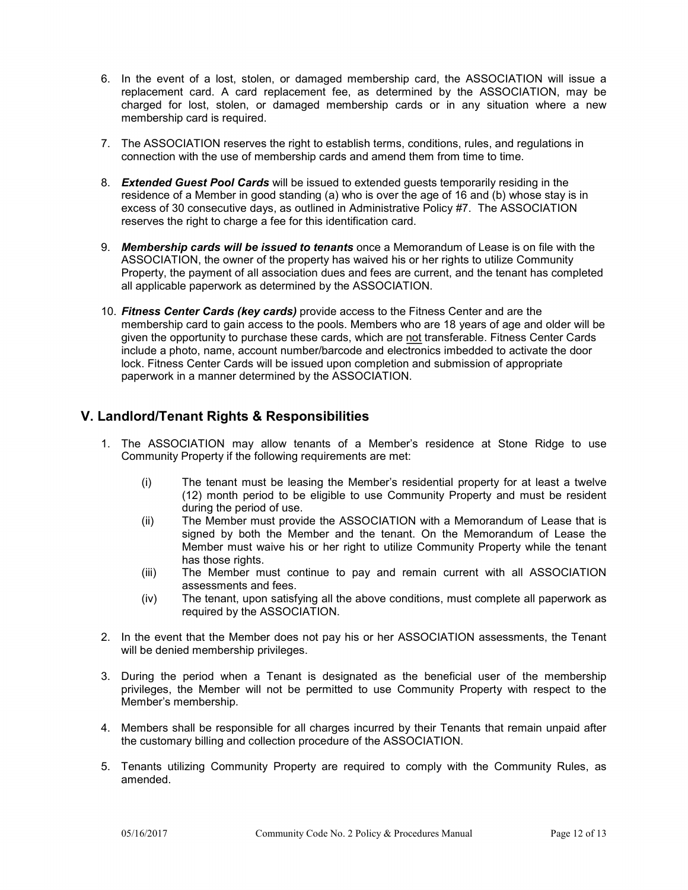6. In the event of a lost, stolen, or damaged membership card, the ASSOCIATION will issue a replacement card. A card replacement fee, as determined by the ASSOCIATION, may be charged for lost, stolen, or damaged membership cards or in any situation where a new membership card is required.

7. The ASSOCIATION reserves the right to establish terms, conditions, rules, and regulations in connection with the use of membership cards and amend them from time to time.

8. ***Extended Guest Pool Cards*** will be issued to extended guests temporarily residing in the residence of a Member in good standing (a) who is over the age of 16 and (b) whose stay is in excess of 30 consecutive days, as outlined in Administrative Policy #7. The ASSOCIATION reserves the right to charge a fee for this identification card.

9. ***Membership cards will be issued to tenants*** once a Memorandum of Lease is on file with the ASSOCIATION, the owner of the property has waived his or her rights to utilize Community Property, the payment of all association dues and fees are current, and the tenant has completed all applicable paperwork as determined by the ASSOCIATION.

10. ***Fitness Center Cards (key cards)*** provide access to the Fitness Center and are the membership card to gain access to the pools. Members who are 18 years of age and older will be given the opportunity to purchase these cards, which are <u>not</u> transferable. Fitness Center Cards include a photo, name, account number/barcode and electronics imbedded to activate the door lock. Fitness Center Cards will be issued upon completion and submission of appropriate paperwork in a manner determined by the ASSOCIATION.

## V. Landlord/Tenant Rights & Responsibilities

1. The ASSOCIATION may allow tenants of a Member's residence at Stone Ridge to use Community Property if the following requirements are met:

   (i) The tenant must be leasing the Member's residential property for at least a twelve (12) month period to be eligible to use Community Property and must be resident during the period of use.

   (ii) The Member must provide the ASSOCIATION with a Memorandum of Lease that is signed by both the Member and the tenant. On the Memorandum of Lease the Member must waive his or her right to utilize Community Property while the tenant has those rights.

   (iii) The Member must continue to pay and remain current with all ASSOCIATION assessments and fees.

   (iv) The tenant, upon satisfying all the above conditions, must complete all paperwork as required by the ASSOCIATION.

2. In the event that the Member does not pay his or her ASSOCIATION assessments, the Tenant will be denied membership privileges.

3. During the period when a Tenant is designated as the beneficial user of the membership privileges, the Member will not be permitted to use Community Property with respect to the Member's membership.

4. Members shall be responsible for all charges incurred by their Tenants that remain unpaid after the customary billing and collection procedure of the ASSOCIATION.

5. Tenants utilizing Community Property are required to comply with the Community Rules, as amended.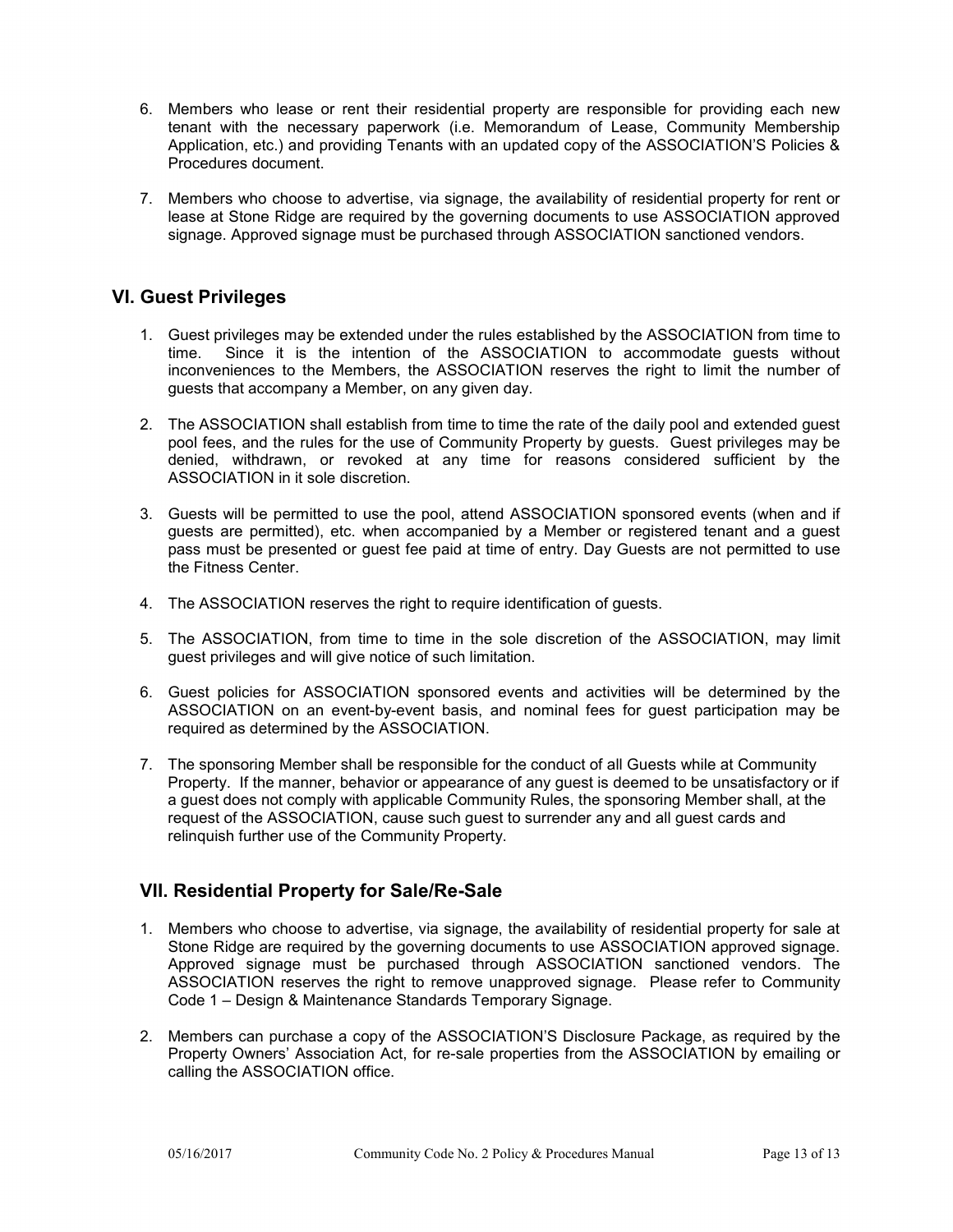6. Members who lease or rent their residential property are responsible for providing each new tenant with the necessary paperwork (i.e. Memorandum of Lease, Community Membership Application, etc.) and providing Tenants with an updated copy of the ASSOCIATION'S Policies & Procedures document.

7. Members who choose to advertise, via signage, the availability of residential property for rent or lease at Stone Ridge are required by the governing documents to use ASSOCIATION approved signage. Approved signage must be purchased through ASSOCIATION sanctioned vendors.

## VI. Guest Privileges

1. Guest privileges may be extended under the rules established by the ASSOCIATION from time to time. Since it is the intention of the ASSOCIATION to accommodate guests without inconveniences to the Members, the ASSOCIATION reserves the right to limit the number of guests that accompany a Member, on any given day.

2. The ASSOCIATION shall establish from time to time the rate of the daily pool and extended guest pool fees, and the rules for the use of Community Property by guests. Guest privileges may be denied, withdrawn, or revoked at any time for reasons considered sufficient by the ASSOCIATION in it sole discretion.

3. Guests will be permitted to use the pool, attend ASSOCIATION sponsored events (when and if guests are permitted), etc. when accompanied by a Member or registered tenant and a guest pass must be presented or guest fee paid at time of entry. Day Guests are not permitted to use the Fitness Center.

4. The ASSOCIATION reserves the right to require identification of guests.

5. The ASSOCIATION, from time to time in the sole discretion of the ASSOCIATION, may limit guest privileges and will give notice of such limitation.

6. Guest policies for ASSOCIATION sponsored events and activities will be determined by the ASSOCIATION on an event-by-event basis, and nominal fees for guest participation may be required as determined by the ASSOCIATION.

7. The sponsoring Member shall be responsible for the conduct of all Guests while at Community Property. If the manner, behavior or appearance of any guest is deemed to be unsatisfactory or if a guest does not comply with applicable Community Rules, the sponsoring Member shall, at the request of the ASSOCIATION, cause such guest to surrender any and all guest cards and relinquish further use of the Community Property.

## VII. Residential Property for Sale/Re-Sale

1. Members who choose to advertise, via signage, the availability of residential property for sale at Stone Ridge are required by the governing documents to use ASSOCIATION approved signage. Approved signage must be purchased through ASSOCIATION sanctioned vendors. The ASSOCIATION reserves the right to remove unapproved signage. Please refer to Community Code 1 – Design & Maintenance Standards Temporary Signage.

2. Members can purchase a copy of the ASSOCIATION'S Disclosure Package, as required by the Property Owners' Association Act, for re-sale properties from the ASSOCIATION by emailing or calling the ASSOCIATION office.